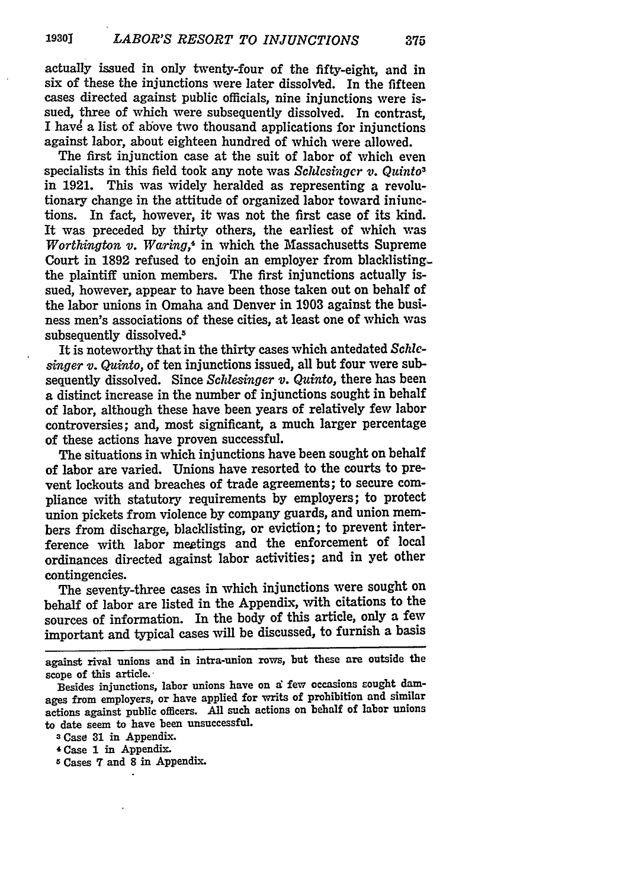actually issued in only twenty-four of the fifty-eight, and in six of these the injunctions were later dissolved. In the fifteen cases directed against public officials, nine injunctions were issued, three of which were subsequently dissolved. In contrast, I have a list of above two thousand applications for injunctions against labor, about eighteen hundred of which were allowed.

The first injunction case at the suit of labor of which even specialists in this field took any note was *Schlesinger v. Quinto*[3] in 1921. This was widely heralded as representing a revolutionary change in the attitude of organized labor toward injunctions. In fact, however, it was not the first case of its kind. It was preceded by thirty others, the earliest of which was *Worthington v. Waring*,[4] in which the Massachusetts Supreme Court in 1892 refused to enjoin an employer from blacklisting the plaintiff union members. The first injunctions actually issued, however, appear to have been those taken out on behalf of the labor unions in Omaha and Denver in 1903 against the business men's associations of these cities, at least one of which was subsequently dissolved.[5]

It is noteworthy that in the thirty cases which antedated *Schlesinger v. Quinto*, of ten injunctions issued, all but four were subsequently dissolved. Since *Schlesinger v. Quinto*, there has been a distinct increase in the number of injunctions sought in behalf of labor, although these have been years of relatively few labor controversies; and, most significant, a much larger percentage of these actions have proven successful.

The situations in which injunctions have been sought on behalf of labor are varied. Unions have resorted to the courts to prevent lockouts and breaches of trade agreements; to secure compliance with statutory requirements by employers; to protect union pickets from violence by company guards, and union members from discharge, blacklisting, or eviction; to prevent interference with labor meetings and the enforcement of local ordinances directed against labor activities; and in yet other contingencies.

The seventy-three cases in which injunctions were sought on behalf of labor are listed in the Appendix, with citations to the sources of information. In the body of this article, only a few important and typical cases will be discussed, to furnish a basis

---

against rival unions and in intra-union rows, but these are outside the scope of this article.

Besides injunctions, labor unions have on a few occasions sought damages from employers, or have applied for writs of prohibition and similar actions against public officers. All such actions on behalf of labor unions to date seem to have been unsuccessful.

[3] Case 31 in Appendix.

[4] Case 1 in Appendix.

[5] Cases 7 and 8 in Appendix.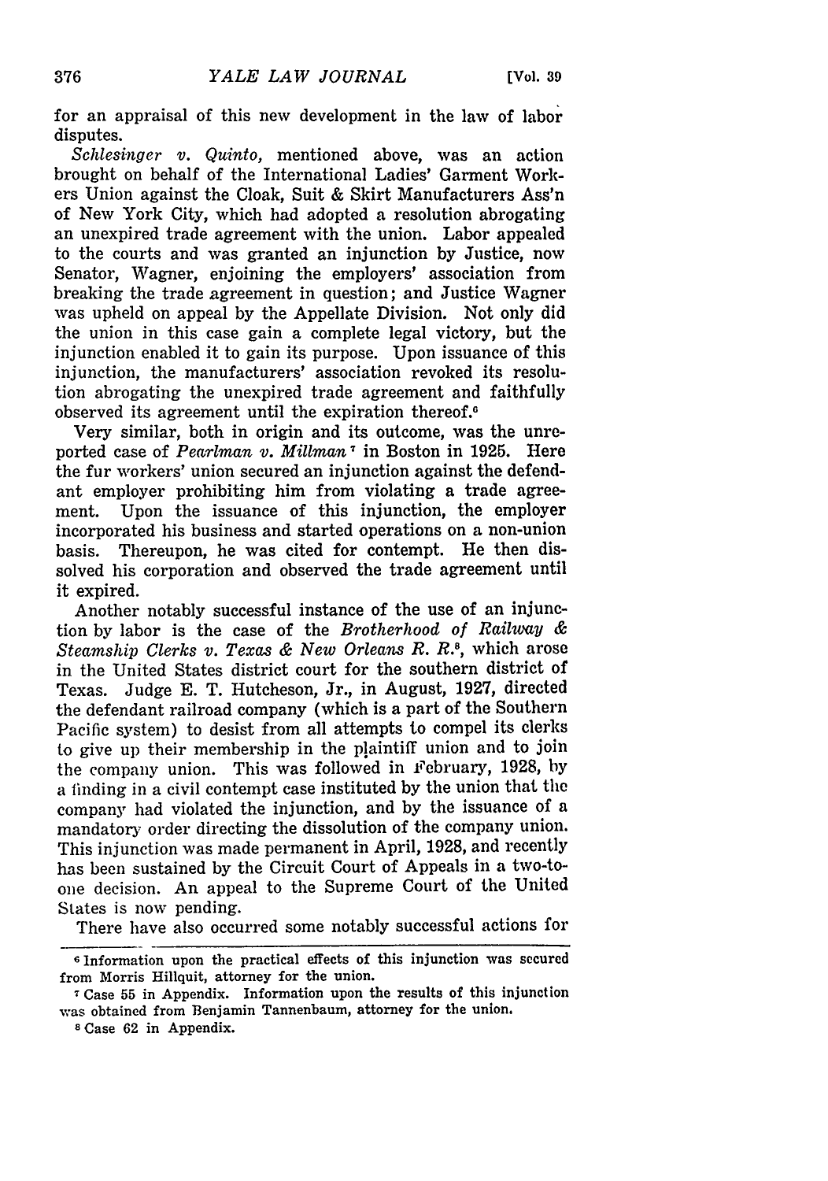for an appraisal of this new development in the law of labor disputes.

*Schlesinger v. Quinto,* mentioned above, was an action brought on behalf of the International Ladies' Garment Workers Union against the Cloak, Suit & Skirt Manufacturers Ass'n of New York City, which had adopted a resolution abrogating an unexpired trade agreement with the union. Labor appealed to the courts and was granted an injunction by Justice, now Senator, Wagner, enjoining the employers' association from breaking the trade agreement in question; and Justice Wagner was upheld on appeal by the Appellate Division. Not only did the union in this case gain a complete legal victory, but the injunction enabled it to gain its purpose. Upon issuance of this injunction, the manufacturers' association revoked its resolution abrogating the unexpired trade agreement and faithfully observed its agreement until the expiration thereof.[6]

Very similar, both in origin and its outcome, was the unreported case of *Pearlman v. Millman*[7] in Boston in 1925. Here the fur workers' union secured an injunction against the defendant employer prohibiting him from violating a trade agreement. Upon the issuance of this injunction, the employer incorporated his business and started operations on a non-union basis. Thereupon, he was cited for contempt. He then dissolved his corporation and observed the trade agreement until it expired.

Another notably successful instance of the use of an injunction by labor is the case of the *Brotherhood of Railway & Steamship Clerks v. Texas & New Orleans R. R.*[8], which arose in the United States district court for the southern district of Texas. Judge E. T. Hutcheson, Jr., in August, 1927, directed the defendant railroad company (which is a part of the Southern Pacific system) to desist from all attempts to compel its clerks to give up their membership in the plaintiff union and to join the company union. This was followed in February, 1928, by a finding in a civil contempt case instituted by the union that the company had violated the injunction, and by the issuance of a mandatory order directing the dissolution of the company union. This injunction was made permanent in April, 1928, and recently has been sustained by the Circuit Court of Appeals in a two-to-one decision. An appeal to the Supreme Court of the United States is now pending.

There have also occurred some notably successful actions for

---

[6] Information upon the practical effects of this injunction was secured from Morris Hillquit, attorney for the union.

[7] Case 55 in Appendix. Information upon the results of this injunction was obtained from Benjamin Tannenbaum, attorney for the union.

[8] Case 62 in Appendix.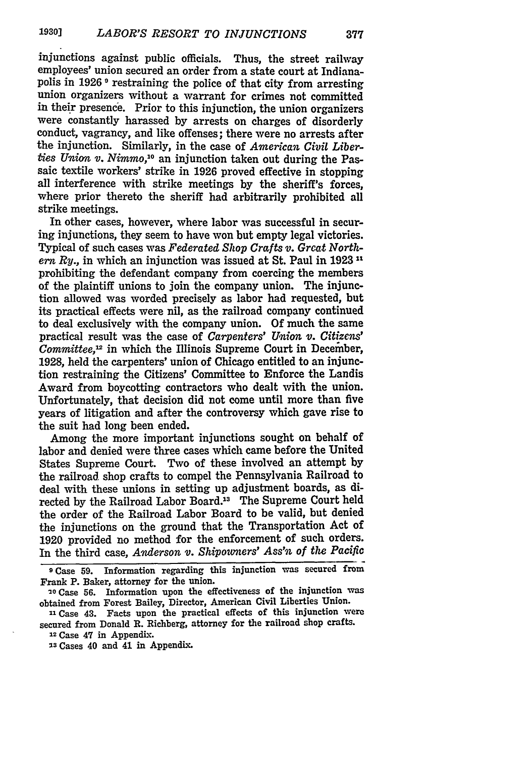injunctions against public officials. Thus, the street railway employees' union secured an order from a state court at Indianapolis in 1926 [9] restraining the police of that city from arresting union organizers without a warrant for crimes not committed in their presence. Prior to this injunction, the union organizers were constantly harassed by arrests on charges of disorderly conduct, vagrancy, and like offenses; there were no arrests after the injunction. Similarly, in the case of *American Civil Liberties Union v. Nimmo*,[10] an injunction taken out during the Passaic textile workers' strike in 1926 proved effective in stopping all interference with strike meetings by the sheriff's forces, where prior thereto the sheriff had arbitrarily prohibited all strike meetings.

In other cases, however, where labor was successful in securing injunctions, they seem to have won but empty legal victories. Typical of such cases was *Federated Shop Crafts v. Great Northern Ry.*, in which an injunction was issued at St. Paul in 1923 [11] prohibiting the defendant company from coercing the members of the plaintiff unions to join the company union. The injunction allowed was worded precisely as labor had requested, but its practical effects were nil, as the railroad company continued to deal exclusively with the company union. Of much the same practical result was the case of *Carpenters' Union v. Citizens' Committee*,[12] in which the Illinois Supreme Court in December, 1928, held the carpenters' union of Chicago entitled to an injunction restraining the Citizens' Committee to Enforce the Landis Award from boycotting contractors who dealt with the union. Unfortunately, that decision did not come until more than five years of litigation and after the controversy which gave rise to the suit had long been ended.

Among the more important injunctions sought on behalf of labor and denied were three cases which came before the United States Supreme Court. Two of these involved an attempt by the railroad shop crafts to compel the Pennsylvania Railroad to deal with these unions in setting up adjustment boards, as directed by the Railroad Labor Board.[13] The Supreme Court held the order of the Railroad Labor Board to be valid, but denied the injunctions on the ground that the Transportation Act of 1920 provided no method for the enforcement of such orders. In the third case, *Anderson v. Shipowners' Ass'n of the Pacific*

---

[9] Case 59. Information regarding this injunction was secured from Frank P. Baker, attorney for the union.

[10] Case 56. Information upon the effectiveness of the injunction was obtained from Forest Bailey, Director, American Civil Liberties Union.

[11] Case 43. Facts upon the practical effects of this injunction were secured from Donald R. Richberg, attorney for the railroad shop crafts.

[12] Case 47 in Appendix.

[13] Cases 40 and 41 in Appendix.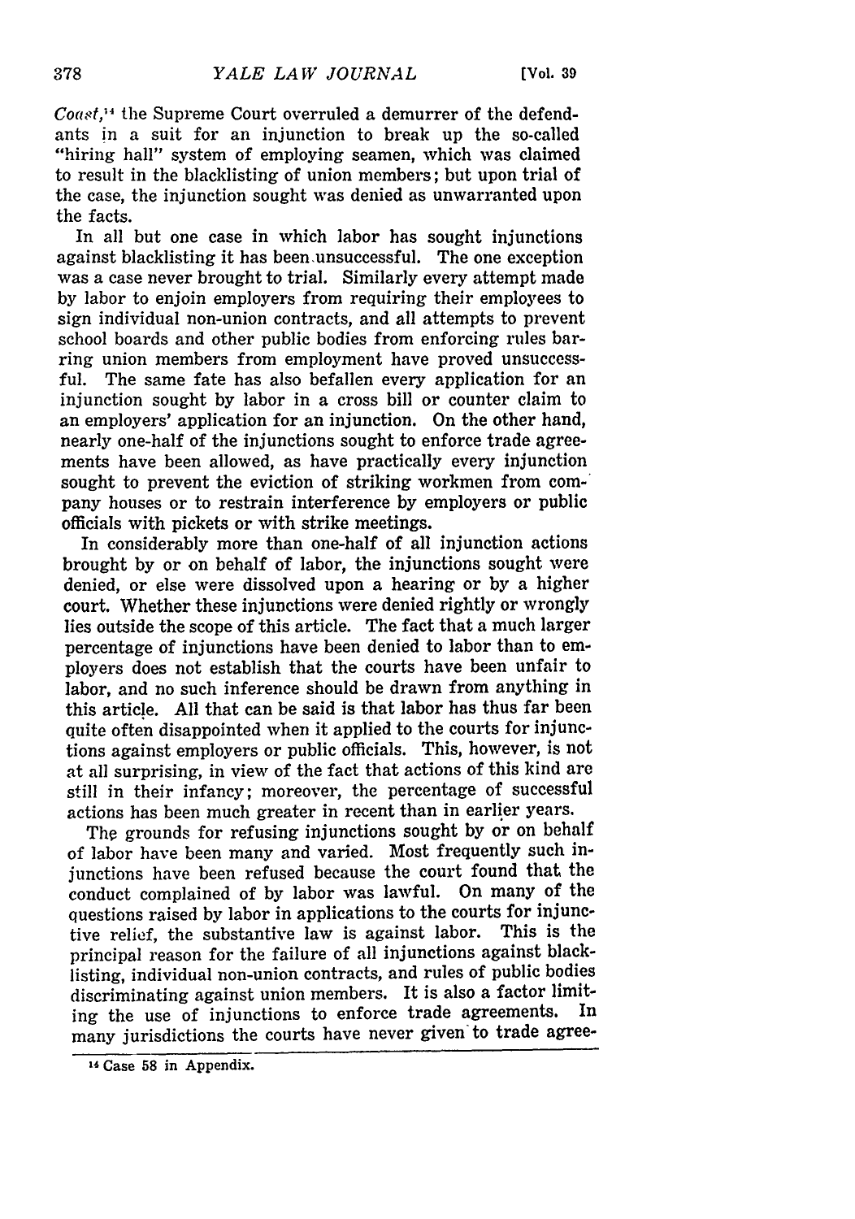*Coast*,[14] the Supreme Court overruled a demurrer of the defendants in a suit for an injunction to break up the so-called "hiring hall" system of employing seamen, which was claimed to result in the blacklisting of union members; but upon trial of the case, the injunction sought was denied as unwarranted upon the facts.

In all but one case in which labor has sought injunctions against blacklisting it has been unsuccessful. The one exception was a case never brought to trial. Similarly every attempt made by labor to enjoin employers from requiring their employees to sign individual non-union contracts, and all attempts to prevent school boards and other public bodies from enforcing rules barring union members from employment have proved unsuccessful. The same fate has also befallen every application for an injunction sought by labor in a cross bill or counter claim to an employers' application for an injunction. On the other hand, nearly one-half of the injunctions sought to enforce trade agreements have been allowed, as have practically every injunction sought to prevent the eviction of striking workmen from company houses or to restrain interference by employers or public officials with pickets or with strike meetings.

In considerably more than one-half of all injunction actions brought by or on behalf of labor, the injunctions sought were denied, or else were dissolved upon a hearing or by a higher court. Whether these injunctions were denied rightly or wrongly lies outside the scope of this article. The fact that a much larger percentage of injunctions have been denied to labor than to employers does not establish that the courts have been unfair to labor, and no such inference should be drawn from anything in this article. All that can be said is that labor has thus far been quite often disappointed when it applied to the courts for injunctions against employers or public officials. This, however, is not at all surprising, in view of the fact that actions of this kind are still in their infancy; moreover, the percentage of successful actions has been much greater in recent than in earlier years.

The grounds for refusing injunctions sought by or on behalf of labor have been many and varied. Most frequently such injunctions have been refused because the court found that the conduct complained of by labor was lawful. On many of the questions raised by labor in applications to the courts for injunctive relief, the substantive law is against labor. This is the principal reason for the failure of all injunctions against blacklisting, individual non-union contracts, and rules of public bodies discriminating against union members. It is also a factor limiting the use of injunctions to enforce trade agreements. In many jurisdictions the courts have never given to trade agree-

[14] Case 58 in Appendix.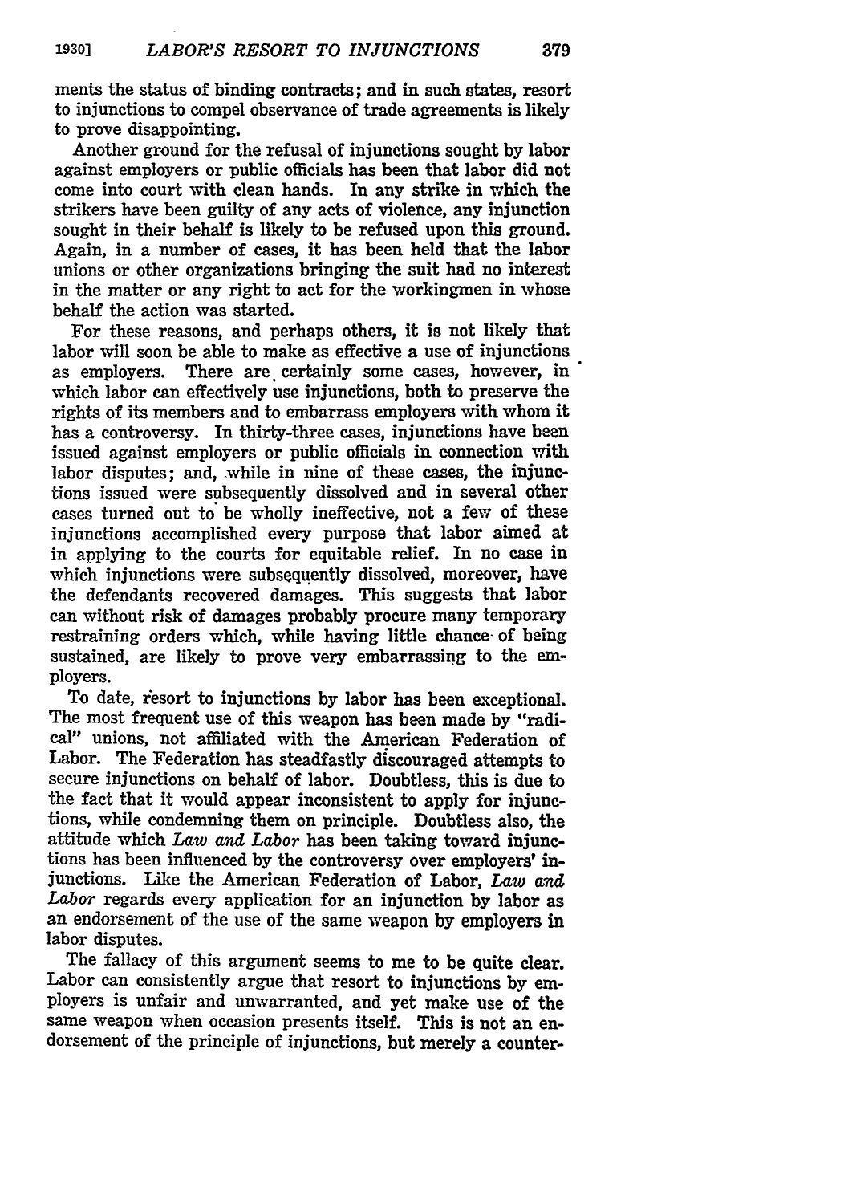ments the status of binding contracts; and in such states, resort to injunctions to compel observance of trade agreements is likely to prove disappointing.

Another ground for the refusal of injunctions sought by labor against employers or public officials has been that labor did not come into court with clean hands. In any strike in which the strikers have been guilty of any acts of violence, any injunction sought in their behalf is likely to be refused upon this ground. Again, in a number of cases, it has been held that the labor unions or other organizations bringing the suit had no interest in the matter or any right to act for the workingmen in whose behalf the action was started.

For these reasons, and perhaps others, it is not likely that labor will soon be able to make as effective a use of injunctions as employers. There are certainly some cases, however, in which labor can effectively use injunctions, both to preserve the rights of its members and to embarrass employers with whom it has a controversy. In thirty-three cases, injunctions have been issued against employers or public officials in connection with labor disputes; and, while in nine of these cases, the injunctions issued were subsequently dissolved and in several other cases turned out to be wholly ineffective, not a few of these injunctions accomplished every purpose that labor aimed at in applying to the courts for equitable relief. In no case in which injunctions were subsequently dissolved, moreover, have the defendants recovered damages. This suggests that labor can without risk of damages probably procure many temporary restraining orders which, while having little chance of being sustained, are likely to prove very embarrassing to the employers.

To date, resort to injunctions by labor has been exceptional. The most frequent use of this weapon has been made by "radical" unions, not affiliated with the American Federation of Labor. The Federation has steadfastly discouraged attempts to secure injunctions on behalf of labor. Doubtless, this is due to the fact that it would appear inconsistent to apply for injunctions, while condemning them on principle. Doubtless also, the attitude which *Law and Labor* has been taking toward injunctions has been influenced by the controversy over employers' injunctions. Like the American Federation of Labor, *Law and Labor* regards every application for an injunction by labor as an endorsement of the use of the same weapon by employers in labor disputes.

The fallacy of this argument seems to me to be quite clear. Labor can consistently argue that resort to injunctions by employers is unfair and unwarranted, and yet make use of the same weapon when occasion presents itself. This is not an endorsement of the principle of injunctions, but merely a counter-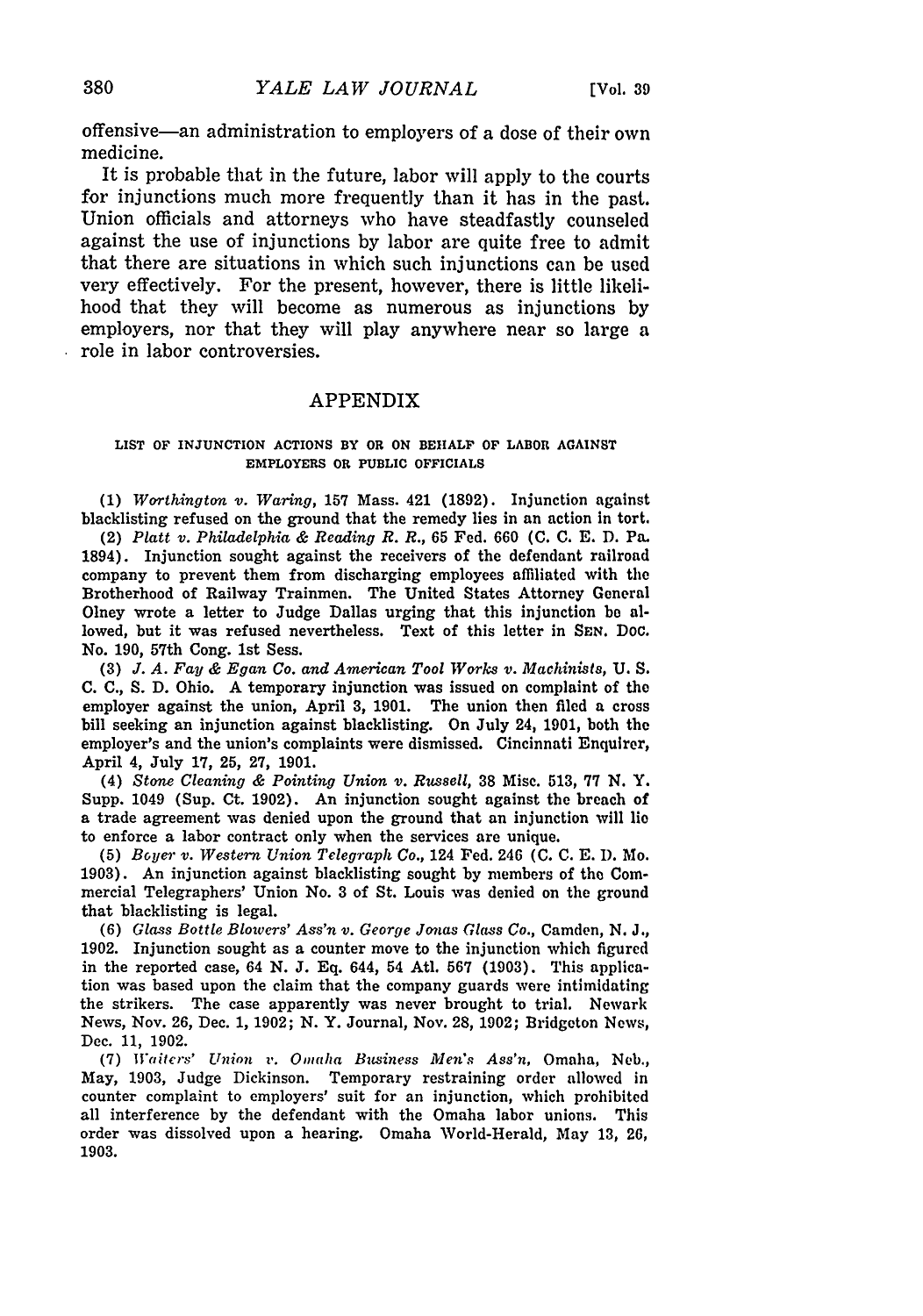offensive—an administration to employers of a dose of their own medicine.

It is probable that in the future, labor will apply to the courts for injunctions much more frequently than it has in the past. Union officials and attorneys who have steadfastly counseled against the use of injunctions by labor are quite free to admit that there are situations in which such injunctions can be used very effectively. For the present, however, there is little likelihood that they will become as numerous as injunctions by employers, nor that they will play anywhere near so large a role in labor controversies.

## APPENDIX

### LIST OF INJUNCTION ACTIONS BY OR ON BEHALF OF LABOR AGAINST EMPLOYERS OR PUBLIC OFFICIALS

(1) *Worthington v. Waring*, 157 Mass. 421 (1892). Injunction against blacklisting refused on the ground that the remedy lies in an action in tort.

(2) *Platt v. Philadelphia & Reading R. R.*, 65 Fed. 660 (C. C. E. D. Pa. 1894). Injunction sought against the receivers of the defendant railroad company to prevent them from discharging employees affiliated with the Brotherhood of Railway Trainmen. The United States Attorney General Olney wrote a letter to Judge Dallas urging that this injunction be allowed, but it was refused nevertheless. Text of this letter in SEN. DOC. No. 190, 57th Cong. 1st Sess.

(3) *J. A. Fay & Egan Co. and American Tool Works v. Machinists*, U. S. C. C., S. D. Ohio. A temporary injunction was issued on complaint of the employer against the union, April 3, 1901. The union then filed a cross bill seeking an injunction against blacklisting. On July 24, 1901, both the employer's and the union's complaints were dismissed. Cincinnati Enquirer, April 4, July 17, 25, 27, 1901.

(4) *Stone Cleaning & Pointing Union v. Russell*, 38 Misc. 513, 77 N. Y. Supp. 1049 (Sup. Ct. 1902). An injunction sought against the breach of a trade agreement was denied upon the ground that an injunction will lie to enforce a labor contract only when the services are unique.

(5) *Boyer v. Western Union Telegraph Co.*, 124 Fed. 246 (C. C. E. D. Mo. 1903). An injunction against blacklisting sought by members of the Commercial Telegraphers' Union No. 3 of St. Louis was denied on the ground that blacklisting is legal.

(6) *Glass Bottle Blowers' Ass'n v. George Jonas Glass Co.*, Camden, N. J., 1902. Injunction sought as a counter move to the injunction which figured in the reported case, 64 N. J. Eq. 644, 54 Atl. 567 (1903). This application was based upon the claim that the company guards were intimidating the strikers. The case apparently was never brought to trial. Newark News, Nov. 26, Dec. 1, 1902; N. Y. Journal, Nov. 28, 1902; Bridgeton News, Dec. 11, 1902.

(7) *Waiters' Union v. Omaha Business Men's Ass'n*, Omaha, Neb., May, 1903, Judge Dickinson. Temporary restraining order allowed in counter complaint to employers' suit for an injunction, which prohibited all interference by the defendant with the Omaha labor unions. This order was dissolved upon a hearing. Omaha World-Herald, May 13, 26, 1903.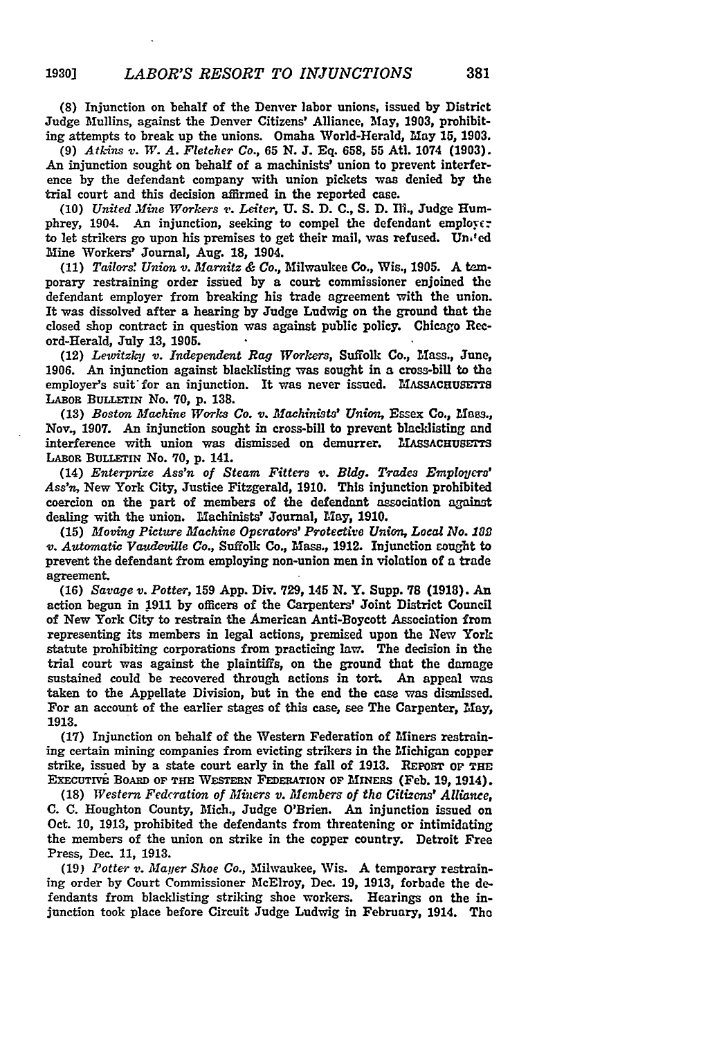(8) Injunction on behalf of the Denver labor unions, issued by District Judge Mullins, against the Denver Citizens' Alliance, May, 1903, prohibiting attempts to break up the unions. Omaha World-Herald, May 15, 1903.

(9) *Atkins v. W. A. Fletcher Co.*, 65 N. J. Eq. 658, 55 Atl. 1074 (1903). An injunction sought on behalf of a machinists' union to prevent interference by the defendant company with union pickets was denied by the trial court and this decision affirmed in the reported case.

(10) *United Mine Workers v. Leiter*, U. S. D. C., S. D. Ill., Judge Humphrey, 1904. An injunction, seeking to compel the defendant employer to let strikers go upon his premises to get their mail, was refused. United Mine Workers' Journal, Aug. 18, 1904.

(11) *Tailors' Union v. Marnitz & Co.*, Milwaukee Co., Wis., 1905. A temporary restraining order issued by a court commissioner enjoined the defendant employer from breaking his trade agreement with the union. It was dissolved after a hearing by Judge Ludwig on the ground that the closed shop contract in question was against public policy. Chicago Record-Herald, July 13, 1905.

(12) *Lewitzky v. Independent Rag Workers*, Suffolk Co., Mass., June, 1906. An injunction against blacklisting was sought in a cross-bill to the employer's suit for an injunction. It was never issued. MASSACHUSETTS LABOR BULLETIN No. 70, p. 138.

(13) *Boston Machine Works Co. v. Machinists' Union*, Essex Co., Mass., Nov., 1907. An injunction sought in cross-bill to prevent blacklisting and interference with union was dismissed on demurrer. MASSACHUSETTS LABOR BULLETIN No. 70, p. 141.

(14) *Enterprize Ass'n of Steam Fitters v. Bldg. Trades Employers' Ass'n*, New York City, Justice Fitzgerald, 1910. This injunction prohibited coercion on the part of members of the defendant association against dealing with the union. Machinists' Journal, May, 1910.

(15) *Moving Picture Machine Operators' Protective Union, Local No. 182 v. Automatic Vaudeville Co.*, Suffolk Co., Mass., 1912. Injunction sought to prevent the defendant from employing non-union men in violation of a trade agreement.

(16) *Savage v. Potter*, 159 App. Div. 729, 145 N. Y. Supp. 78 (1913). An action begun in 1911 by officers of the Carpenters' Joint District Council of New York City to restrain the American Anti-Boycott Association from representing its members in legal actions, premised upon the New York statute prohibiting corporations from practicing law. The decision in the trial court was against the plaintiffs, on the ground that the damage sustained could be recovered through actions in tort. An appeal was taken to the Appellate Division, but in the end the case was dismissed. For an account of the earlier stages of this case, see The Carpenter, May, 1913.

(17) Injunction on behalf of the Western Federation of Miners restraining certain mining companies from evicting strikers in the Michigan copper strike, issued by a state court early in the fall of 1913. REPORT OF THE EXECUTIVE BOARD OF THE WESTERN FEDERATION OF MINERS (Feb. 19, 1914).

(18) *Western Federation of Miners v. Members of the Citizens' Alliance*, C. C. Houghton County, Mich., Judge O'Brien. An injunction issued on Oct. 10, 1913, prohibited the defendants from threatening or intimidating the members of the union on strike in the copper country. Detroit Free Press, Dec. 11, 1913.

(19) *Potter v. Mayer Shoe Co.*, Milwaukee, Wis. A temporary restraining order by Court Commissioner McElroy, Dec. 19, 1913, forbade the defendants from blacklisting striking shoe workers. Hearings on the injunction took place before Circuit Judge Ludwig in February, 1914. The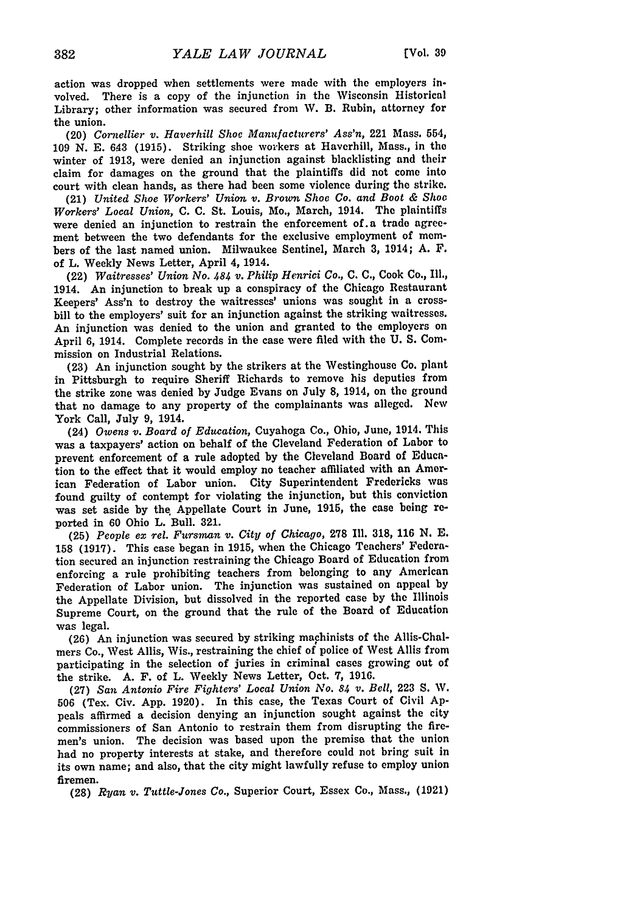action was dropped when settlements were made with the employers involved. There is a copy of the injunction in the Wisconsin Historical Library; other information was secured from W. B. Rubin, attorney for the union.

(20) *Cornellier v. Haverhill Shoe Manufacturers' Ass'n*, 221 Mass. 554, 109 N. E. 643 (1915). Striking shoe workers at Haverhill, Mass., in the winter of 1913, were denied an injunction against blacklisting and their claim for damages on the ground that the plaintiffs did not come into court with clean hands, as there had been some violence during the strike.

(21) *United Shoe Workers' Union v. Brown Shoe Co. and Boot & Shoe Workers' Local Union*, C. C. St. Louis, Mo., March, 1914. The plaintiffs were denied an injunction to restrain the enforcement of a trade agreement between the two defendants for the exclusive employment of members of the last named union. Milwaukee Sentinel, March 3, 1914; A. F. of L. Weekly News Letter, April 4, 1914.

(22) *Waitresses' Union No. 484 v. Philip Henrici Co.*, C. C., Cook Co., Ill., 1914. An injunction to break up a conspiracy of the Chicago Restaurant Keepers' Ass'n to destroy the waitresses' unions was sought in a cross-bill to the employers' suit for an injunction against the striking waitresses. An injunction was denied to the union and granted to the employers on April 6, 1914. Complete records in the case were filed with the U. S. Commission on Industrial Relations.

(23) An injunction sought by the strikers at the Westinghouse Co. plant in Pittsburgh to require Sheriff Richards to remove his deputies from the strike zone was denied by Judge Evans on July 8, 1914, on the ground that no damage to any property of the complainants was alleged. New York Call, July 9, 1914.

(24) *Owens v. Board of Education*, Cuyahoga Co., Ohio, June, 1914. This was a taxpayers' action on behalf of the Cleveland Federation of Labor to prevent enforcement of a rule adopted by the Cleveland Board of Education to the effect that it would employ no teacher affiliated with an American Federation of Labor union. City Superintendent Fredericks was found guilty of contempt for violating the injunction, but this conviction was set aside by the Appellate Court in June, 1915, the case being reported in 60 Ohio L. Bull. 321.

(25) *People ex rel. Fursman v. City of Chicago*, 278 Ill. 318, 116 N. E. 158 (1917). This case began in 1915, when the Chicago Teachers' Federation secured an injunction restraining the Chicago Board of Education from enforcing a rule prohibiting teachers from belonging to any American Federation of Labor union. The injunction was sustained on appeal by the Appellate Division, but dissolved in the reported case by the Illinois Supreme Court, on the ground that the rule of the Board of Education was legal.

(26) An injunction was secured by striking machinists of the Allis-Chalmers Co., West Allis, Wis., restraining the chief of police of West Allis from participating in the selection of juries in criminal cases growing out of the strike. A. F. of L. Weekly News Letter, Oct. 7, 1916.

(27) *San Antonio Fire Fighters' Local Union No. 84 v. Bell*, 223 S. W. 506 (Tex. Civ. App. 1920). In this case, the Texas Court of Civil Appeals affirmed a decision denying an injunction sought against the city commissioners of San Antonio to restrain them from disrupting the firemen's union. The decision was based upon the premise that the union had no property interests at stake, and therefore could not bring suit in its own name; and also, that the city might lawfully refuse to employ union firemen.

(28) *Ryan v. Tuttle-Jones Co.*, Superior Court, Essex Co., Mass., (1921)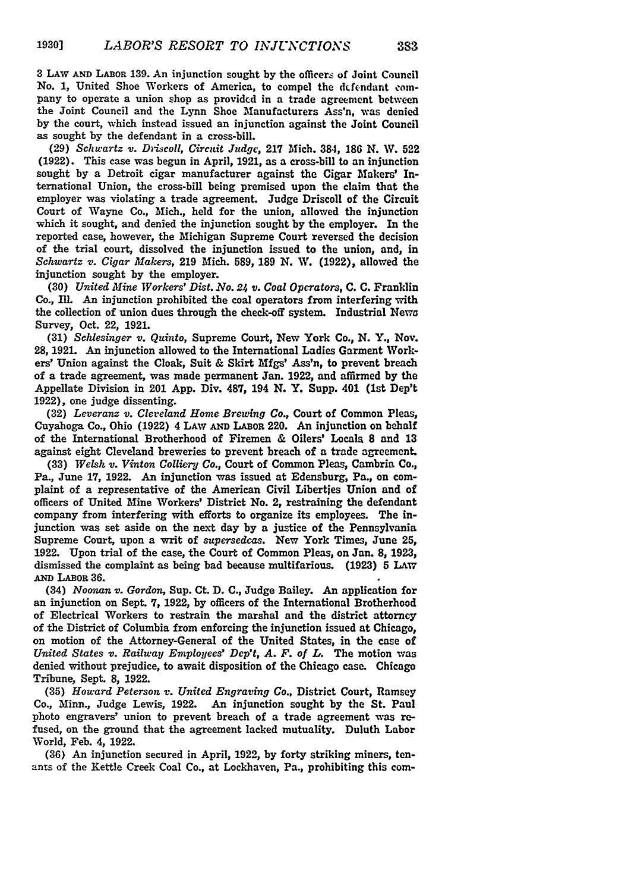3 LAW AND LABOR 139. An injunction sought by the officers of Joint Council No. 1, United Shoe Workers of America, to compel the defendant company to operate a union shop as provided in a trade agreement between the Joint Council and the Lynn Shoe Manufacturers Ass'n, was denied by the court, which instead issued an injunction against the Joint Council as sought by the defendant in a cross-bill.

(29) *Schwartz v. Driscoll, Circuit Judge*, 217 Mich. 384, 186 N. W. 522 (1922). This case was begun in April, 1921, as a cross-bill to an injunction sought by a Detroit cigar manufacturer against the Cigar Makers' International Union, the cross-bill being premised upon the claim that the employer was violating a trade agreement. Judge Driscoll of the Circuit Court of Wayne Co., Mich., held for the union, allowed the injunction which it sought, and denied the injunction sought by the employer. In the reported case, however, the Michigan Supreme Court reversed the decision of the trial court, dissolved the injunction issued to the union, and, in *Schwartz v. Cigar Makers*, 219 Mich. 589, 189 N. W. (1922), allowed the injunction sought by the employer.

(30) *United Mine Workers' Dist. No. 24 v. Coal Operators*, C. C. Franklin Co., Ill. An injunction prohibited the coal operators from interfering with the collection of union dues through the check-off system. Industrial News Survey, Oct. 22, 1921.

(31) *Schlesinger v. Quinto*, Supreme Court, New York Co., N. Y., Nov. 28, 1921. An injunction allowed to the International Ladies Garment Workers' Union against the Cloak, Suit & Skirt Mfgs' Ass'n, to prevent breach of a trade agreement, was made permanent Jan. 1922, and affirmed by the Appellate Division in 201 App. Div. 487, 194 N. Y. Supp. 401 (1st Dep't 1922), one judge dissenting.

(32) *Leveranz v. Cleveland Home Brewing Co.*, Court of Common Pleas, Cuyahoga Co., Ohio (1922) 4 LAW AND LABOR 220. An injunction on behalf of the International Brotherhood of Firemen & Oilers' Locals 8 and 13 against eight Cleveland breweries to prevent breach of a trade agreement.

(33) *Welsh v. Vinton Colliery Co.*, Court of Common Pleas, Cambria Co., Pa., June 17, 1922. An injunction was issued at Edensburg, Pa., on complaint of a representative of the American Civil Liberties Union and of officers of United Mine Workers' District No. 2, restraining the defendant company from interfering with efforts to organize its employees. The injunction was set aside on the next day by a justice of the Pennsylvania Supreme Court, upon a writ of *supersedeas*. New York Times, June 25, 1922. Upon trial of the case, the Court of Common Pleas, on Jan. 8, 1923, dismissed the complaint as being bad because multifarious. (1923) 5 LAW AND LABOR 36.

(34) *Noonan v. Gordon*, Sup. Ct. D. C., Judge Bailey. An application for an injunction on Sept. 7, 1922, by officers of the International Brotherhood of Electrical Workers to restrain the marshal and the district attorney of the District of Columbia from enforcing the injunction issued at Chicago, on motion of the Attorney-General of the United States, in the case of *United States v. Railway Employees' Dep't, A. F. of L.* The motion was denied without prejudice, to await disposition of the Chicago case. Chicago Tribune, Sept. 8, 1922.

(35) *Howard Peterson v. United Engraving Co.*, District Court, Ramsey Co., Minn., Judge Lewis, 1922. An injunction sought by the St. Paul photo engravers' union to prevent breach of a trade agreement was refused, on the ground that the agreement lacked mutuality. Duluth Labor World, Feb. 4, 1922.

(36) An injunction secured in April, 1922, by forty striking miners, tenants of the Kettle Creek Coal Co., at Lockhaven, Pa., prohibiting this com-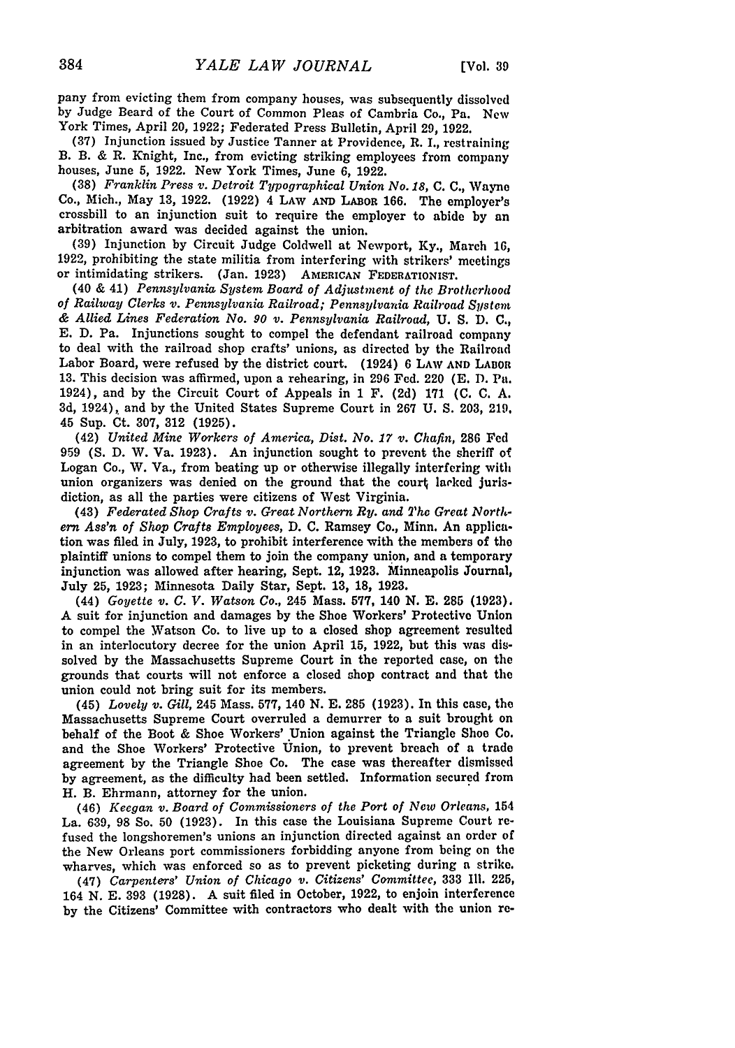pany from evicting them from company houses, was subsequently dissolved by Judge Beard of the Court of Common Pleas of Cambria Co., Pa. New York Times, April 20, 1922; Federated Press Bulletin, April 29, 1922.

(37) Injunction issued by Justice Tanner at Providence, R. I., restraining B. B. & R. Knight, Inc., from evicting striking employees from company houses, June 5, 1922. New York Times, June 6, 1922.

(38) *Franklin Press v. Detroit Typographical Union No. 18*, C. C., Wayne Co., Mich., May 13, 1922. (1922) 4 LAW AND LABOR 166. The employer's crossbill to an injunction suit to require the employer to abide by an arbitration award was decided against the union.

(39) Injunction by Circuit Judge Coldwell at Newport, Ky., March 16, 1922, prohibiting the state militia from interfering with strikers' meetings or intimidating strikers. (Jan. 1923) AMERICAN FEDERATIONIST.

(40 & 41) *Pennsylvania System Board of Adjustment of the Brotherhood of Railway Clerks v. Pennsylvania Railroad; Pennsylvania Railroad System & Allied Lines Federation No. 90 v. Pennsylvania Railroad*, U. S. D. C., E. D. Pa. Injunctions sought to compel the defendant railroad company to deal with the railroad shop crafts' unions, as directed by the Railroad Labor Board, were refused by the district court. (1924) 6 LAW AND LABOR 13. This decision was affirmed, upon a rehearing, in 296 Fed. 220 (E. D. Pa. 1924), and by the Circuit Court of Appeals in 1 F. (2d) 171 (C. C. A. 3d, 1924), and by the United States Supreme Court in 267 U. S. 203, 219, 45 Sup. Ct. 307, 312 (1925).

(42) *United Mine Workers of America, Dist. No. 17 v. Chafin*, 286 Fed 959 (S. D. W. Va. 1923). An injunction sought to prevent the sheriff of Logan Co., W. Va., from beating up or otherwise illegally interfering with union organizers was denied on the ground that the court lacked jurisdiction, as all the parties were citizens of West Virginia.

(43) *Federated Shop Crafts v. Great Northern Ry. and The Great Northern Ass'n of Shop Crafts Employees*, D. C. Ramsey Co., Minn. An application was filed in July, 1923, to prohibit interference with the members of the plaintiff unions to compel them to join the company union, and a temporary injunction was allowed after hearing, Sept. 12, 1923. Minneapolis Journal, July 25, 1923; Minnesota Daily Star, Sept. 13, 18, 1923.

(44) *Goyette v. C. V. Watson Co.*, 245 Mass. 577, 140 N. E. 285 (1923). A suit for injunction and damages by the Shoe Workers' Protective Union to compel the Watson Co. to live up to a closed shop agreement resulted in an interlocutory decree for the union April 15, 1922, but this was dissolved by the Massachusetts Supreme Court in the reported case, on the grounds that courts will not enforce a closed shop contract and that the union could not bring suit for its members.

(45) *Lovely v. Gill*, 245 Mass. 577, 140 N. E. 285 (1923). In this case, the Massachusetts Supreme Court overruled a demurrer to a suit brought on behalf of the Boot & Shoe Workers' Union against the Triangle Shoe Co. and the Shoe Workers' Protective Union, to prevent breach of a trade agreement by the Triangle Shoe Co. The case was thereafter dismissed by agreement, as the difficulty had been settled. Information secured from H. B. Ehrmann, attorney for the union.

(46) *Keegan v. Board of Commissioners of the Port of New Orleans*, 154 La. 639, 98 So. 50 (1923). In this case the Louisiana Supreme Court refused the longshoremen's unions an injunction directed against an order of the New Orleans port commissioners forbidding anyone from being on the wharves, which was enforced so as to prevent picketing during a strike.

(47) *Carpenters' Union of Chicago v. Citizens' Committee*, 333 Ill. 225, 164 N. E. 393 (1928). A suit filed in October, 1922, to enjoin interference by the Citizens' Committee with contractors who dealt with the union re-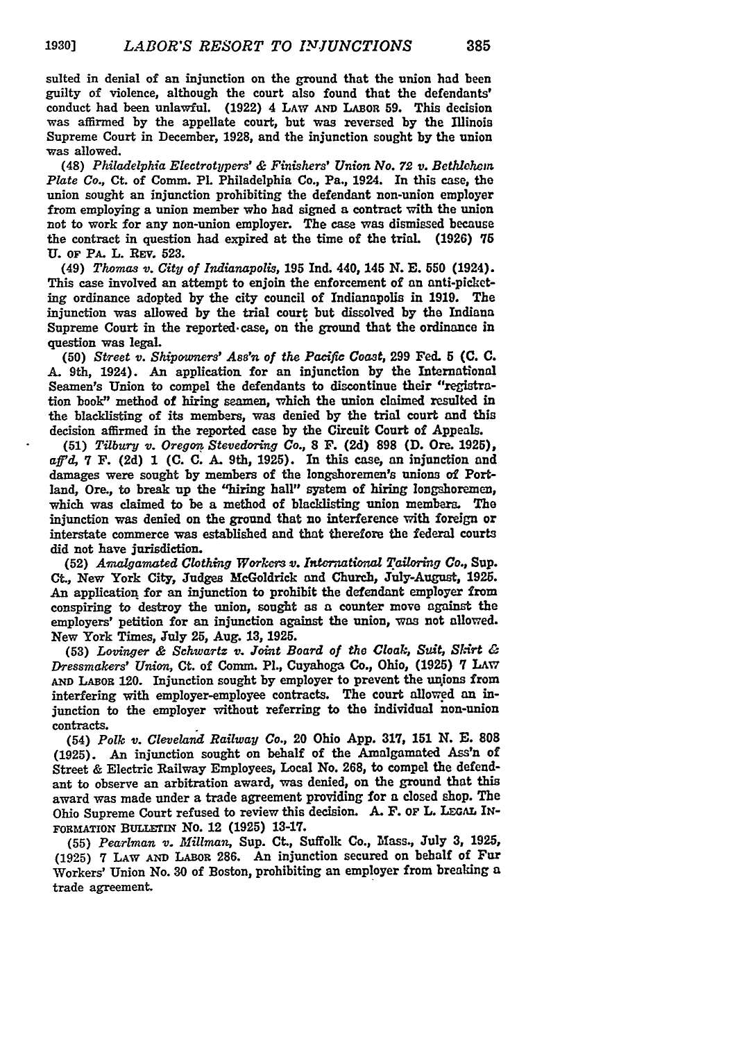sulted in denial of an injunction on the ground that the union had been guilty of violence, although the court also found that the defendants' conduct had been unlawful. (1922) 4 LAW AND LABOR 59. This decision was affirmed by the appellate court, but was reversed by the Illinois Supreme Court in December, 1928, and the injunction sought by the union was allowed.

(48) *Philadelphia Electrotypers' & Finishers' Union No. 72 v. Bethlehem Plate Co.*, Ct. of Comm. Pl. Philadelphia Co., Pa., 1924. In this case, the union sought an injunction prohibiting the defendant non-union employer from employing a union member who had signed a contract with the union not to work for any non-union employer. The case was dismissed because the contract in question had expired at the time of the trial. (1926) 75 U. OF PA. L. REV. 523.

(49) *Thomas v. City of Indianapolis*, 195 Ind. 440, 145 N. E. 550 (1924). This case involved an attempt to enjoin the enforcement of an anti-picketing ordinance adopted by the city council of Indianapolis in 1919. The injunction was allowed by the trial court but dissolved by the Indiana Supreme Court in the reported case, on the ground that the ordinance in question was legal.

(50) *Street v. Shipowners' Ass'n of the Pacific Coast*, 299 Fed. 5 (C. C. A. 9th, 1924). An application for an injunction by the International Seamen's Union to compel the defendants to discontinue their "registration book" method of hiring seamen, which the union claimed resulted in the blacklisting of its members, was denied by the trial court and this decision affirmed in the reported case by the Circuit Court of Appeals.

(51) *Tilbury v. Oregon Stevedoring Co.*, 8 F. (2d) 898 (D. Ore. 1925), *aff'd*, 7 F. (2d) 1 (C. C. A. 9th, 1925). In this case, an injunction and damages were sought by members of the longshoremen's unions of Portland, Ore., to break up the "hiring hall" system of hiring longshoremen, which was claimed to be a method of blacklisting union members. The injunction was denied on the ground that no interference with foreign or interstate commerce was established and that therefore the federal courts did not have jurisdiction.

(52) *Amalgamated Clothing Workers v. International Tailoring Co.*, Sup. Ct., New York City, Judges McGoldrick and Church, July-August, 1925. An application for an injunction to prohibit the defendant employer from conspiring to destroy the union, sought as a counter move against the employers' petition for an injunction against the union, was not allowed. New York Times, July 25, Aug. 13, 1925.

(53) *Lovinger & Schwartz v. Joint Board of the Cloak, Suit, Skirt & Dressmakers' Union*, Ct. of Comm. Pl., Cuyahoga Co., Ohio, (1925) 7 LAW AND LABOR 120. Injunction sought by employer to prevent the unions from interfering with employer-employee contracts. The court allowed an injunction to the employer without referring to the individual non-union contracts.

(54) *Polk v. Cleveland Railway Co.*, 20 Ohio App. 317, 151 N. E. 808 (1925). An injunction sought on behalf of the Amalgamated Ass'n of Street & Electric Railway Employees, Local No. 268, to compel the defendant to observe an arbitration award, was denied, on the ground that this award was made under a trade agreement providing for a closed shop. The Ohio Supreme Court refused to review this decision. A. F. OF L. LEGAL INFORMATION BULLETIN No. 12 (1925) 13-17.

(55) *Pearlman v. Millman*, Sup. Ct., Suffolk Co., Mass., July 3, 1925, (1925) 7 LAW AND LABOR 286. An injunction secured on behalf of Fur Workers' Union No. 30 of Boston, prohibiting an employer from breaking a trade agreement.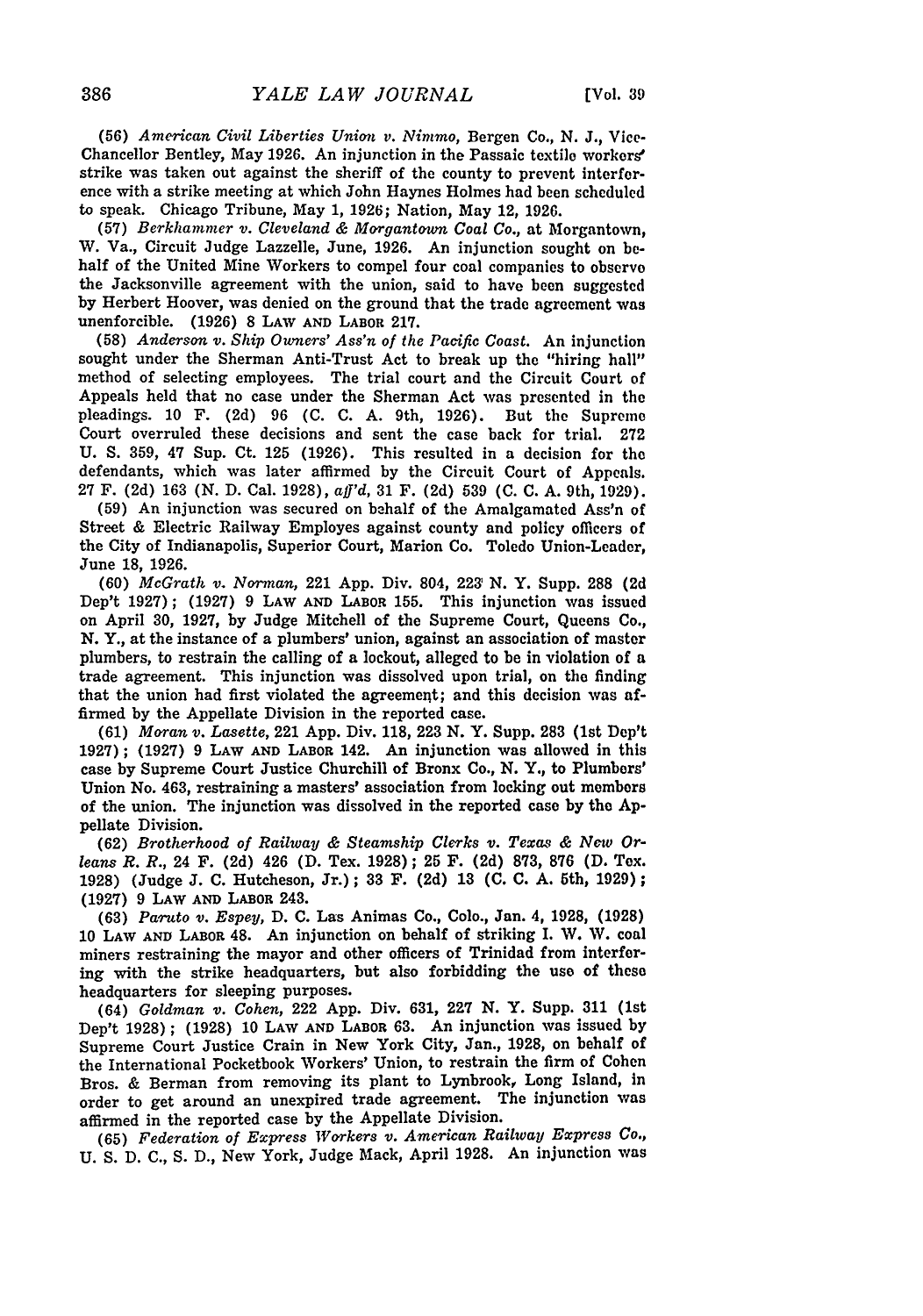(56) *American Civil Liberties Union v. Nimmo*, Bergen Co., N. J., Vice-Chancellor Bentley, May 1926. An injunction in the Passaic textile workers' strike was taken out against the sheriff of the county to prevent interference with a strike meeting at which John Haynes Holmes had been scheduled to speak. Chicago Tribune, May 1, 1926; Nation, May 12, 1926.

(57) *Berkhammer v. Cleveland & Morgantown Coal Co.*, at Morgantown, W. Va., Circuit Judge Lazzelle, June, 1926. An injunction sought on behalf of the United Mine Workers to compel four coal companies to observe the Jacksonville agreement with the union, said to have been suggested by Herbert Hoover, was denied on the ground that the trade agreement was unenforcible. (1926) 8 LAW AND LABOR 217.

(58) *Anderson v. Ship Owners' Ass'n of the Pacific Coast*. An injunction sought under the Sherman Anti-Trust Act to break up the "hiring hall" method of selecting employees. The trial court and the Circuit Court of Appeals held that no case under the Sherman Act was presented in the pleadings. 10 F. (2d) 96 (C. C. A. 9th, 1926). But the Supreme Court overruled these decisions and sent the case back for trial. 272 U. S. 359, 47 Sup. Ct. 125 (1926). This resulted in a decision for the defendants, which was later affirmed by the Circuit Court of Appeals. 27 F. (2d) 163 (N. D. Cal. 1928), *aff'd*, 31 F. (2d) 539 (C. C. A. 9th, 1929).

(59) An injunction was secured on behalf of the Amalgamated Ass'n of Street & Electric Railway Employes against county and policy officers of the City of Indianapolis, Superior Court, Marion Co. Toledo Union-Leader, June 18, 1926.

(60) *McGrath v. Norman*, 221 App. Div. 804, 223 N. Y. Supp. 288 (2d Dep't 1927); (1927) 9 LAW AND LABOR 155. This injunction was issued on April 30, 1927, by Judge Mitchell of the Supreme Court, Queens Co., N. Y., at the instance of a plumbers' union, against an association of master plumbers, to restrain the calling of a lockout, alleged to be in violation of a trade agreement. This injunction was dissolved upon trial, on the finding that the union had first violated the agreement; and this decision was affirmed by the Appellate Division in the reported case.

(61) *Moran v. Lasette*, 221 App. Div. 118, 223 N. Y. Supp. 283 (1st Dep't 1927); (1927) 9 LAW AND LABOR 142. An injunction was allowed in this case by Supreme Court Justice Churchill of Bronx Co., N. Y., to Plumbers' Union No. 463, restraining a masters' association from locking out members of the union. The injunction was dissolved in the reported case by the Appellate Division.

(62) *Brotherhood of Railway & Steamship Clerks v. Texas & New Orleans R. R.*, 24 F. (2d) 426 (D. Tex. 1928); 25 F. (2d) 873, 876 (D. Tex. 1928) (Judge J. C. Hutcheson, Jr.); 33 F. (2d) 13 (C. C. A. 5th, 1929); (1927) 9 LAW AND LABOR 243.

(63) *Paruto v. Espey*, D. C. Las Animas Co., Colo., Jan. 4, 1928, (1928) 10 LAW AND LABOR 48. An injunction on behalf of striking I. W. W. coal miners restraining the mayor and other officers of Trinidad from interfering with the strike headquarters, but also forbidding the use of these headquarters for sleeping purposes.

(64) *Goldman v. Cohen*, 222 App. Div. 631, 227 N. Y. Supp. 311 (1st Dep't 1928); (1928) 10 LAW AND LABOR 63. An injunction was issued by Supreme Court Justice Crain in New York City, Jan., 1928, on behalf of the International Pocketbook Workers' Union, to restrain the firm of Cohen Bros. & Berman from removing its plant to Lynbrook, Long Island, in order to get around an unexpired trade agreement. The injunction was affirmed in the reported case by the Appellate Division.

(65) *Federation of Express Workers v. American Railway Express Co.*, U. S. D. C., S. D., New York, Judge Mack, April 1928. An injunction was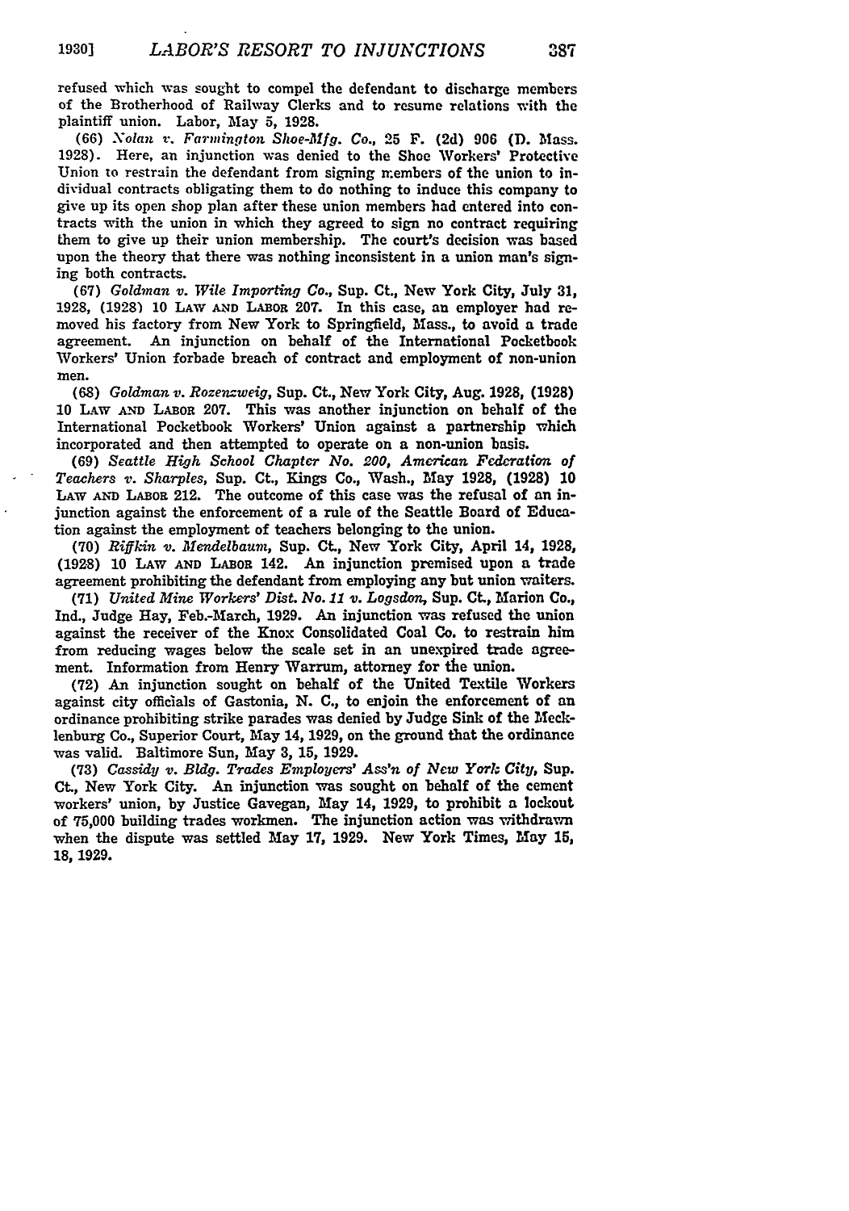refused which was sought to compel the defendant to discharge members of the Brotherhood of Railway Clerks and to resume relations with the plaintiff union. Labor, May 5, 1928.

(66) *Nolan v. Farmington Shoe-Mfg. Co.*, 25 F. (2d) 906 (D. Mass. 1928). Here, an injunction was denied to the Shoe Workers' Protective Union to restrain the defendant from signing members of the union to individual contracts obligating them to do nothing to induce this company to give up its open shop plan after these union members had entered into contracts with the union in which they agreed to sign no contract requiring them to give up their union membership. The court's decision was based upon the theory that there was nothing inconsistent in a union man's signing both contracts.

(67) *Goldman v. Wile Importing Co.*, Sup. Ct., New York City, July 31, 1928, (1928) 10 LAW AND LABOR 207. In this case, an employer had removed his factory from New York to Springfield, Mass., to avoid a trade agreement. An injunction on behalf of the International Pocketbook Workers' Union forbade breach of contract and employment of non-union men.

(68) *Goldman v. Rozenzweig*, Sup. Ct., New York City, Aug. 1928, (1928) 10 LAW AND LABOR 207. This was another injunction on behalf of the International Pocketbook Workers' Union against a partnership which incorporated and then attempted to operate on a non-union basis.

(69) *Seattle High School Chapter No. 200, American Federation of Teachers v. Sharples*, Sup. Ct., Kings Co., Wash., May 1928, (1928) 10 LAW AND LABOR 212. The outcome of this case was the refusal of an injunction against the enforcement of a rule of the Seattle Board of Education against the employment of teachers belonging to the union.

(70) *Riffkin v. Mendelbaum*, Sup. Ct., New York City, April 14, 1928, (1928) 10 LAW AND LABOR 142. An injunction premised upon a trade agreement prohibiting the defendant from employing any but union waiters.

(71) *United Mine Workers' Dist. No. 11 v. Logsdon*, Sup. Ct., Marion Co., Ind., Judge Hay, Feb.-March, 1929. An injunction was refused the union against the receiver of the Knox Consolidated Coal Co. to restrain him from reducing wages below the scale set in an unexpired trade agreement. Information from Henry Warrum, attorney for the union.

(72) An injunction sought on behalf of the United Textile Workers against city officials of Gastonia, N. C., to enjoin the enforcement of an ordinance prohibiting strike parades was denied by Judge Sink of the Mecklenburg Co., Superior Court, May 14, 1929, on the ground that the ordinance was valid. Baltimore Sun, May 3, 15, 1929.

(73) *Cassidy v. Bldg. Trades Employers' Ass'n of New York City*, Sup. Ct., New York City. An injunction was sought on behalf of the cement workers' union, by Justice Gavegan, May 14, 1929, to prohibit a lockout of 75,000 building trades workmen. The injunction action was withdrawn when the dispute was settled May 17, 1929. New York Times, May 15, 18, 1929.